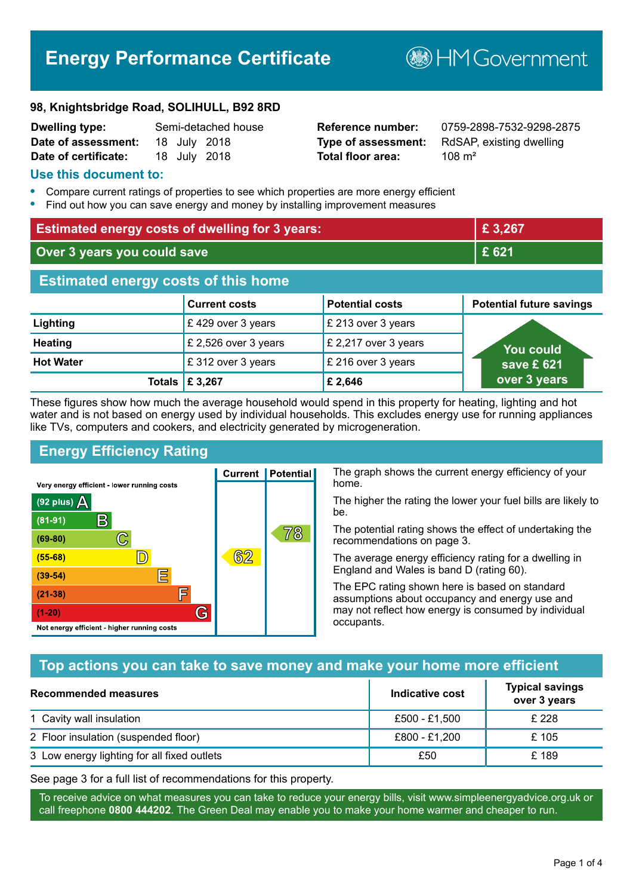# Energy Performance Certificate

HM Government

**98, Knightsbridge Road, SOLIHULL, B92 8RD**

| | | | |
|---|---|---|---|
| **Dwelling type:** | Semi-detached house | **Reference number:** | 0759-2898-7532-9298-2875 |
| **Date of assessment:** | 18 July 2018 | **Type of assessment:** | RdSAP, existing dwelling |
| **Date of certificate:** | 18 July 2018 | **Total floor area:** | 108 m² |

## Use this document to:

- Compare current ratings of properties to see which properties are more energy efficient
- Find out how you can save energy and money by installing improvement measures

| | |
|---|---|
| **Estimated energy costs of dwelling for 3 years:** | **£ 3,267** |
| **Over 3 years you could save** | **£ 621** |

## Estimated energy costs of this home

| | Current costs | Potential costs | Potential future savings |
|---|---|---|---|
| **Lighting** | £ 429 over 3 years | £ 213 over 3 years | You could save £ 621 over 3 years |
| **Heating** | £ 2,526 over 3 years | £ 2,217 over 3 years | |
| **Hot Water** | £ 312 over 3 years | £ 216 over 3 years | |
| **Totals** | **£ 3,267** | **£ 2,646** | |

These figures show how much the average household would spend in this property for heating, lighting and hot water and is not based on energy used by individual households. This excludes energy use for running appliances like TVs, computers and cookers, and electricity generated by microgeneration.

## Energy Efficiency Rating

| Rating | Current | Potential |
|---|---|---|
| Very energy efficient - lower running costs | | |
| (92 plus) A | | |
| (81-91) B | | |
| (69-80) C | | 78 |
| (55-68) D | 62 | |
| (39-54) E | | |
| (21-38) F | | |
| (1-20) G | | |
| Not energy efficient - higher running costs | | |

The graph shows the current energy efficiency of your home.

The higher the rating the lower your fuel bills are likely to be.

The potential rating shows the effect of undertaking the recommendations on page 3.

The average energy efficiency rating for a dwelling in England and Wales is band D (rating 60).

The EPC rating shown here is based on standard assumptions about occupancy and energy use and may not reflect how energy is consumed by individual occupants.

## Top actions you can take to save money and make your home more efficient

| Recommended measures | Indicative cost | Typical savings over 3 years |
|---|---|---|
| 1 Cavity wall insulation | £500 - £1,500 | £ 228 |
| 2 Floor insulation (suspended floor) | £800 - £1,200 | £ 105 |
| 3 Low energy lighting for all fixed outlets | £50 | £ 189 |

See page 3 for a full list of recommendations for this property.

To receive advice on what measures you can take to reduce your energy bills, visit www.simpleenergyadvice.org.uk or call freephone **0800 444202**. The Green Deal may enable you to make your home warmer and cheaper to run.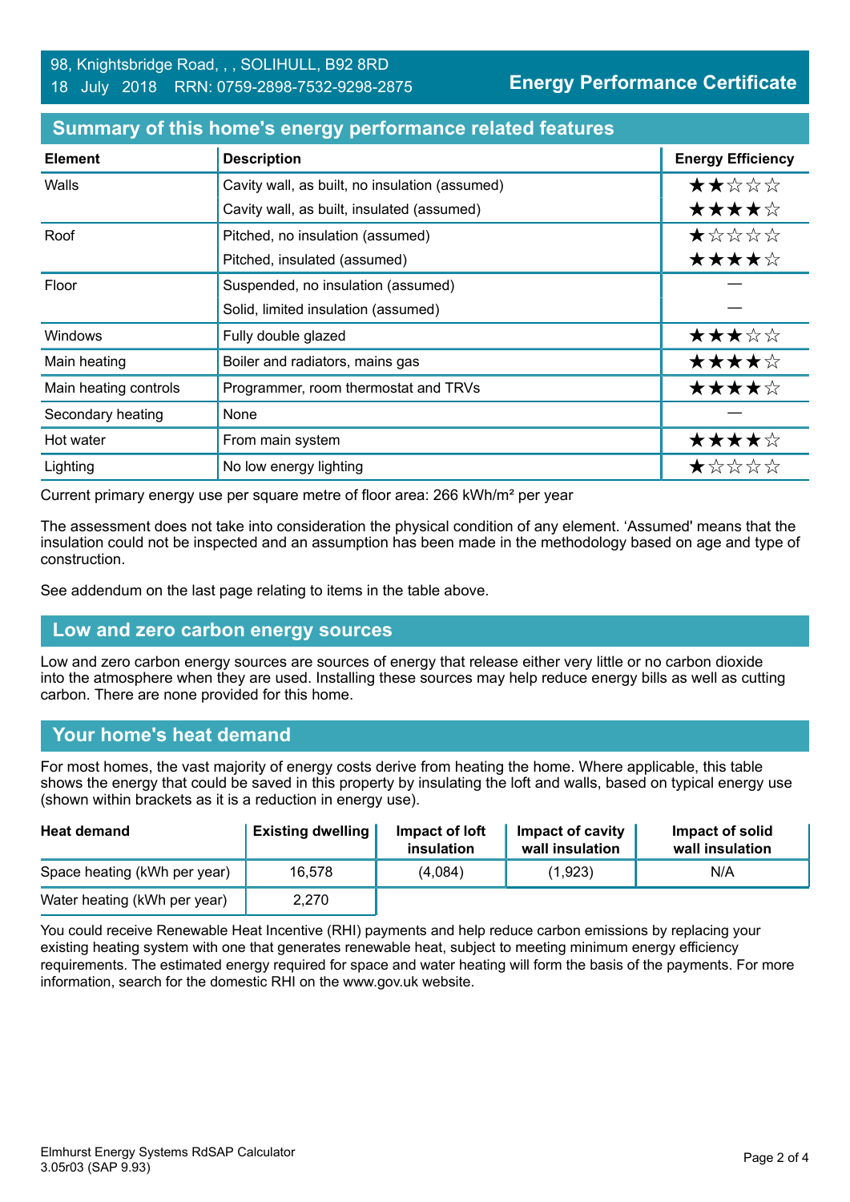98, Knightsbridge Road, , , SOLIHULL, B92 8RD
18 July 2018 RRN: 0759-2898-7532-9298-2875

**Energy Performance Certificate**

## Summary of this home's energy performance related features

| Element | Description | Energy Efficiency |
|---|---|---|
| Walls | Cavity wall, as built, no insulation (assumed) | ★★☆☆☆ |
| | Cavity wall, as built, insulated (assumed) | ★★★★☆ |
| Roof | Pitched, no insulation (assumed) | ★☆☆☆☆ |
| | Pitched, insulated (assumed) | ★★★★☆ |
| Floor | Suspended, no insulation (assumed) | — |
| | Solid, limited insulation (assumed) | — |
| Windows | Fully double glazed | ★★★☆☆ |
| Main heating | Boiler and radiators, mains gas | ★★★★☆ |
| Main heating controls | Programmer, room thermostat and TRVs | ★★★★☆ |
| Secondary heating | None | — |
| Hot water | From main system | ★★★★☆ |
| Lighting | No low energy lighting | ★☆☆☆☆ |

Current primary energy use per square metre of floor area: 266 kWh/m² per year

The assessment does not take into consideration the physical condition of any element. 'Assumed' means that the insulation could not be inspected and an assumption has been made in the methodology based on age and type of construction.

See addendum on the last page relating to items in the table above.

## Low and zero carbon energy sources

Low and zero carbon energy sources are sources of energy that release either very little or no carbon dioxide into the atmosphere when they are used. Installing these sources may help reduce energy bills as well as cutting carbon. There are none provided for this home.

## Your home's heat demand

For most homes, the vast majority of energy costs derive from heating the home. Where applicable, this table shows the energy that could be saved in this property by insulating the loft and walls, based on typical energy use (shown within brackets as it is a reduction in energy use).

| Heat demand | Existing dwelling | Impact of loft insulation | Impact of cavity wall insulation | Impact of solid wall insulation |
|---|---|---|---|---|
| Space heating (kWh per year) | 16,578 | (4,084) | (1,923) | N/A |
| Water heating (kWh per year) | 2,270 | | | |

You could receive Renewable Heat Incentive (RHI) payments and help reduce carbon emissions by replacing your existing heating system with one that generates renewable heat, subject to meeting minimum energy efficiency requirements. The estimated energy required for space and water heating will form the basis of the payments. For more information, search for the domestic RHI on the www.gov.uk website.

Elmhurst Energy Systems RdSAP Calculator
3.05r03 (SAP 9.93)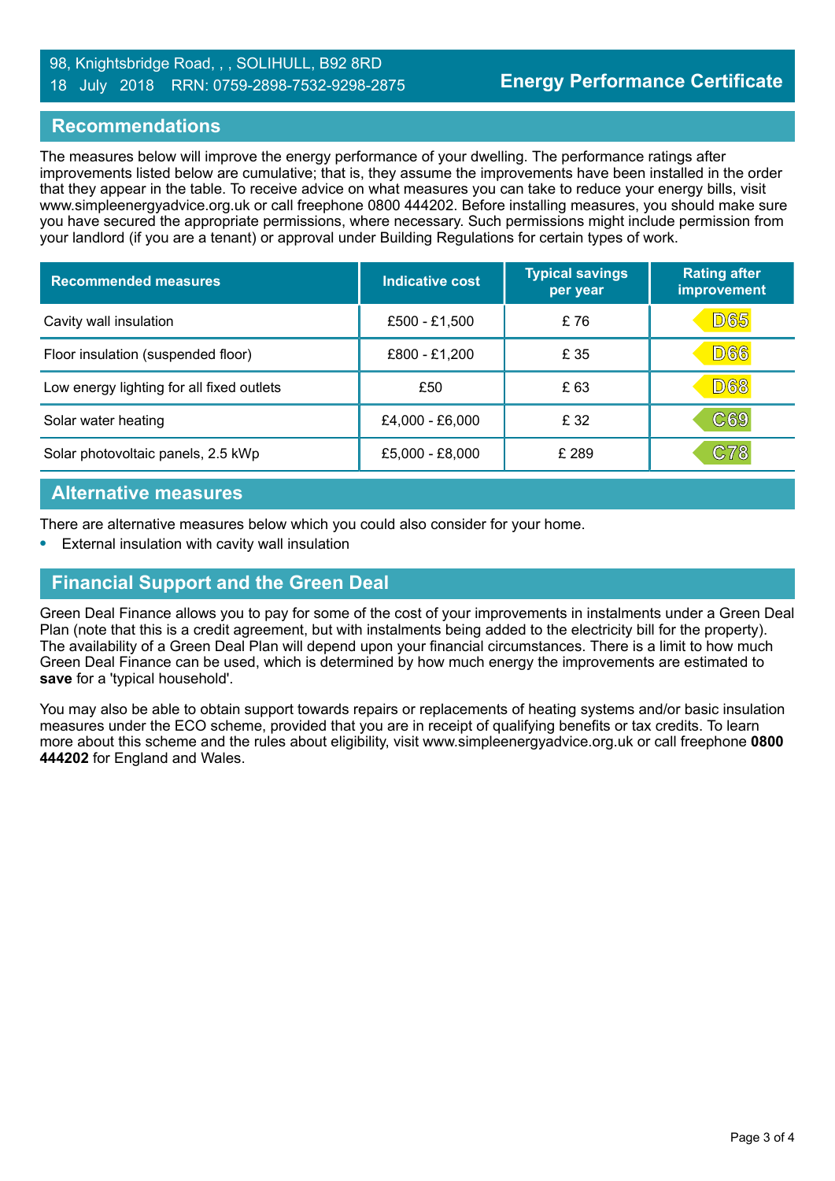## Recommendations

The measures below will improve the energy performance of your dwelling. The performance ratings after improvements listed below are cumulative; that is, they assume the improvements have been installed in the order that they appear in the table. To receive advice on what measures you can take to reduce your energy bills, visit www.simpleenergyadvice.org.uk or call freephone 0800 444202. Before installing measures, you should make sure you have secured the appropriate permissions, where necessary. Such permissions might include permission from your landlord (if you are a tenant) or approval under Building Regulations for certain types of work.

| Recommended measures | Indicative cost | Typical savings per year | Rating after improvement |
|---|---|---|---|
| Cavity wall insulation | £500 - £1,500 | £ 76 | D65 |
| Floor insulation (suspended floor) | £800 - £1,200 | £ 35 | D66 |
| Low energy lighting for all fixed outlets | £50 | £ 63 | D68 |
| Solar water heating | £4,000 - £6,000 | £ 32 | C69 |
| Solar photovoltaic panels, 2.5 kWp | £5,000 - £8,000 | £ 289 | C78 |

## Alternative measures

There are alternative measures below which you could also consider for your home.

- External insulation with cavity wall insulation

## Financial Support and the Green Deal

Green Deal Finance allows you to pay for some of the cost of your improvements in instalments under a Green Deal Plan (note that this is a credit agreement, but with instalments being added to the electricity bill for the property). The availability of a Green Deal Plan will depend upon your financial circumstances. There is a limit to how much Green Deal Finance can be used, which is determined by how much energy the improvements are estimated to **save** for a 'typical household'.

You may also be able to obtain support towards repairs or replacements of heating systems and/or basic insulation measures under the ECO scheme, provided that you are in receipt of qualifying benefits or tax credits. To learn more about this scheme and the rules about eligibility, visit www.simpleenergyadvice.org.uk or call freephone **0800 444202** for England and Wales.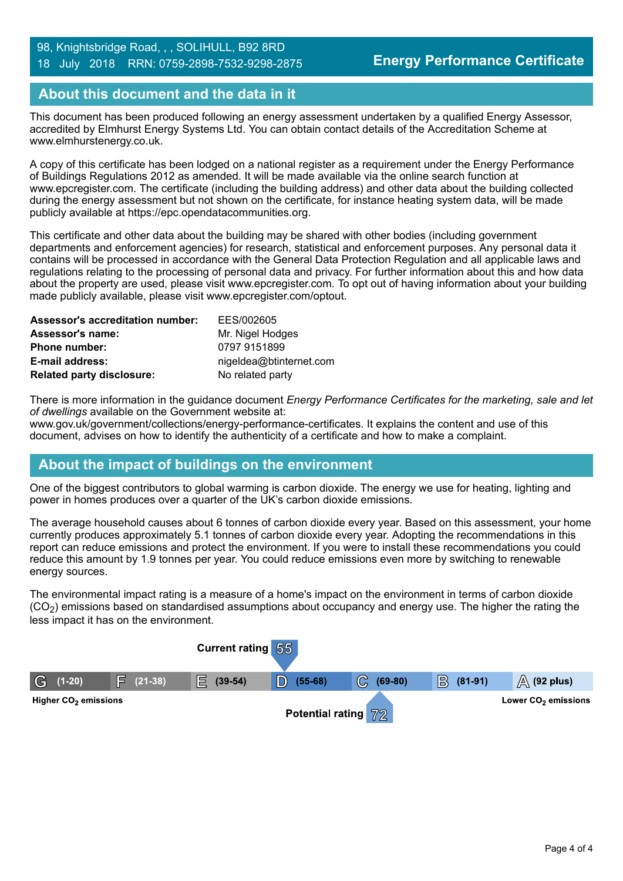98, Knightsbridge Road, , , SOLIHULL, B92 8RD
18 July 2018 RRN: 0759-2898-7532-9298-2875

**Energy Performance Certificate**

## About this document and the data in it

This document has been produced following an energy assessment undertaken by a qualified Energy Assessor, accredited by Elmhurst Energy Systems Ltd. You can obtain contact details of the Accreditation Scheme at www.elmhurstenergy.co.uk.

A copy of this certificate has been lodged on a national register as a requirement under the Energy Performance of Buildings Regulations 2012 as amended. It will be made available via the online search function at www.epcregister.com. The certificate (including the building address) and other data about the building collected during the energy assessment but not shown on the certificate, for instance heating system data, will be made publicly available at https://epc.opendatacommunities.org.

This certificate and other data about the building may be shared with other bodies (including government departments and enforcement agencies) for research, statistical and enforcement purposes. Any personal data it contains will be processed in accordance with the General Data Protection Regulation and all applicable laws and regulations relating to the processing of personal data and privacy. For further information about this and how data about the property are used, please visit www.epcregister.com. To opt out of having information about your building made publicly available, please visit www.epcregister.com/optout.

| | |
|---|---|
| **Assessor's accreditation number:** | EES/002605 |
| **Assessor's name:** | Mr. Nigel Hodges |
| **Phone number:** | 0797 9151899 |
| **E-mail address:** | nigeldea@btinternet.com |
| **Related party disclosure:** | No related party |

There is more information in the guidance document *Energy Performance Certificates for the marketing, sale and let of dwellings* available on the Government website at: www.gov.uk/government/collections/energy-performance-certificates. It explains the content and use of this document, advises on how to identify the authenticity of a certificate and how to make a complaint.

## About the impact of buildings on the environment

One of the biggest contributors to global warming is carbon dioxide. The energy we use for heating, lighting and power in homes produces over a quarter of the UK's carbon dioxide emissions.

The average household causes about 6 tonnes of carbon dioxide every year. Based on this assessment, your home currently produces approximately 5.1 tonnes of carbon dioxide every year. Adopting the recommendations in this report can reduce emissions and protect the environment. If you were to install these recommendations you could reduce this amount by 1.9 tonnes per year. You could reduce emissions even more by switching to renewable energy sources.

The environmental impact rating is a measure of a home's impact on the environment in terms of carbon dioxide ($CO_2$) emissions based on standardised assumptions about occupancy and energy use. The higher the rating the less impact it has on the environment.

Current rating 55

G (1-20) F (21-38) E (39-54) D (55-68) C (69-80) B (81-91) A (92 plus)

Higher $CO_2$ emissions

Lower $CO_2$ emissions

Potential rating 72